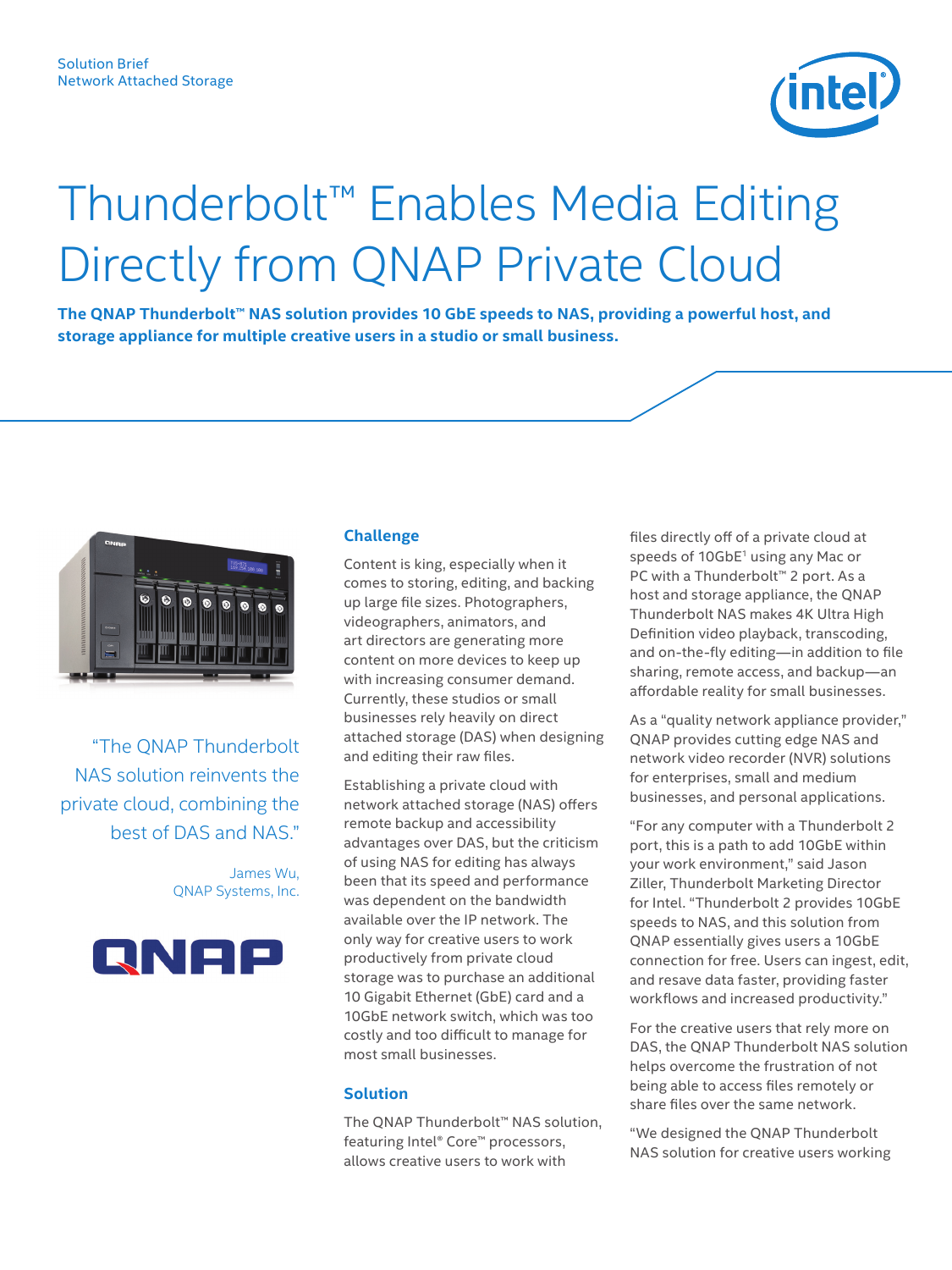Solution Brief
Network Attached Storage

# Thunderbolt™ Enables Media Editing Directly from QNAP Private Cloud

**The QNAP Thunderbolt™ NAS solution provides 10 GbE speeds to NAS, providing a powerful host, and storage appliance for multiple creative users in a studio or small business.**

"The QNAP Thunderbolt NAS solution reinvents the private cloud, combining the best of DAS and NAS."

James Wu,
QNAP Systems, Inc.

## Challenge

Content is king, especially when it comes to storing, editing, and backing up large file sizes. Photographers, videographers, animators, and art directors are generating more content on more devices to keep up with increasing consumer demand. Currently, these studios or small businesses rely heavily on direct attached storage (DAS) when designing and editing their raw files.

Establishing a private cloud with network attached storage (NAS) offers remote backup and accessibility advantages over DAS, but the criticism of using NAS for editing has always been that its speed and performance was dependent on the bandwidth available over the IP network. The only way for creative users to work productively from private cloud storage was to purchase an additional 10 Gigabit Ethernet (GbE) card and a 10GbE network switch, which was too costly and too difficult to manage for most small businesses.

## Solution

The QNAP Thunderbolt™ NAS solution, featuring Intel® Core™ processors, allows creative users to work with files directly off of a private cloud at speeds of 10GbE[1] using any Mac or PC with a Thunderbolt™ 2 port. As a host and storage appliance, the QNAP Thunderbolt NAS makes 4K Ultra High Definition video playback, transcoding, and on-the-fly editing—in addition to file sharing, remote access, and backup—an affordable reality for small businesses.

As a "quality network appliance provider," QNAP provides cutting edge NAS and network video recorder (NVR) solutions for enterprises, small and medium businesses, and personal applications.

"For any computer with a Thunderbolt 2 port, this is a path to add 10GbE within your work environment," said Jason Ziller, Thunderbolt Marketing Director for Intel. "Thunderbolt 2 provides 10GbE speeds to NAS, and this solution from QNAP essentially gives users a 10GbE connection for free. Users can ingest, edit, and resave data faster, providing faster workflows and increased productivity."

For the creative users that rely more on DAS, the QNAP Thunderbolt NAS solution helps overcome the frustration of not being able to access files remotely or share files over the same network.

"We designed the QNAP Thunderbolt NAS solution for creative users working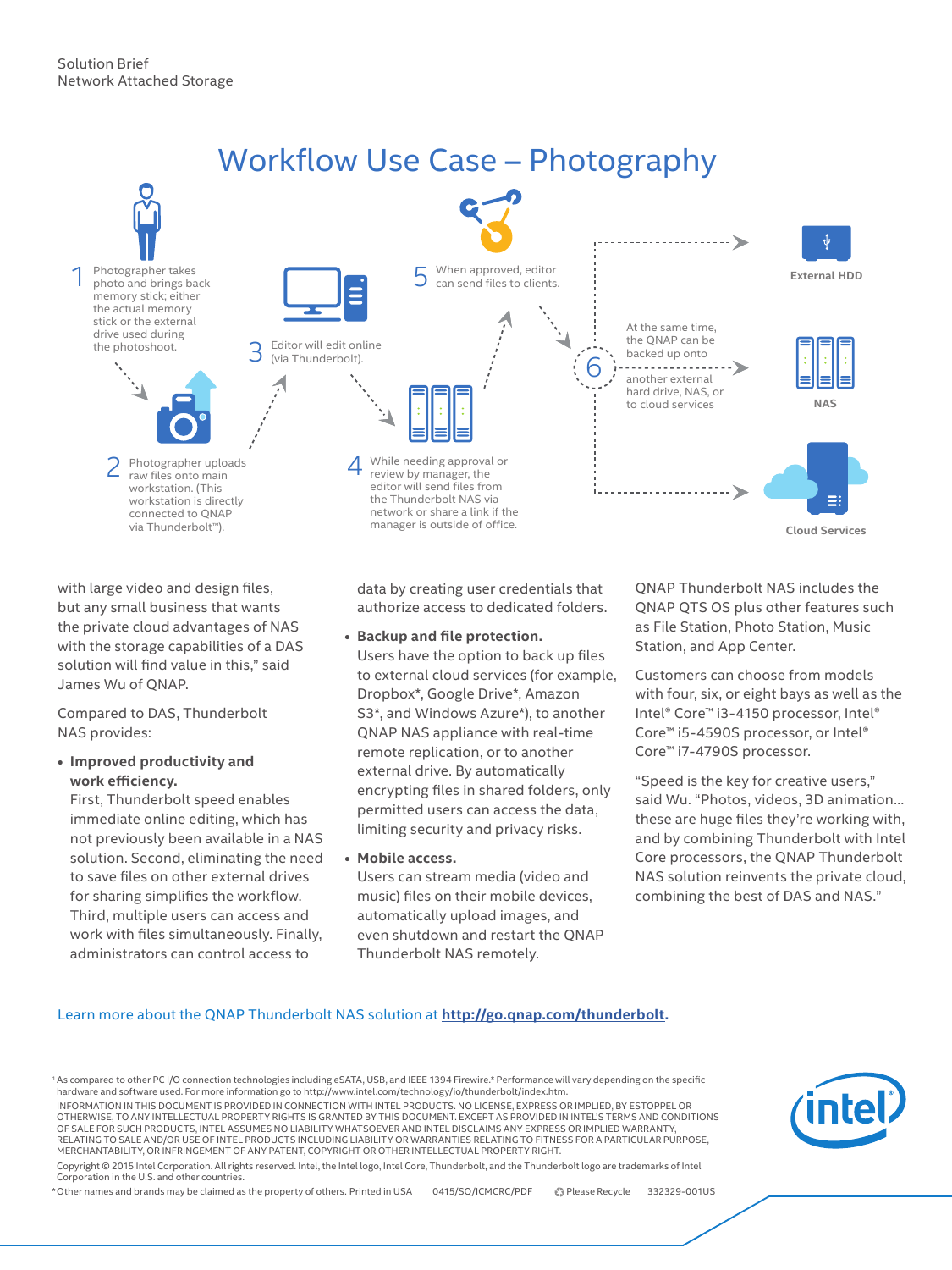## Workflow Use Case – Photography

1 Photographer takes photo and brings back memory stick; either the actual memory stick or the external drive used during the photoshoot.

2 Photographer uploads raw files onto main workstation. (This workstation is directly connected to QNAP via Thunderbolt™).

3 Editor will edit online (via Thunderbolt).

4 While needing approval or review by manager, the editor will send files from the Thunderbolt NAS via network or share a link if the manager is outside of office.

5 When approved, editor can send files to clients.

6 At the same time, the QNAP can be backed up onto another external hard drive, NAS, or to cloud services

External HDD

NAS

Cloud Services

with large video and design files, but any small business that wants the private cloud advantages of NAS with the storage capabilities of a DAS solution will find value in this," said James Wu of QNAP.

Compared to DAS, Thunderbolt NAS provides:

- **Improved productivity and work efficiency.** First, Thunderbolt speed enables immediate online editing, which has not previously been available in a NAS solution. Second, eliminating the need to save files on other external drives for sharing simplifies the workflow. Third, multiple users can access and work with files simultaneously. Finally, administrators can control access to data by creating user credentials that authorize access to dedicated folders.
- **Backup and file protection.** Users have the option to back up files to external cloud services (for example, Dropbox*, Google Drive*, Amazon S3*, and Windows Azure*), to another QNAP NAS appliance with real-time remote replication, or to another external drive. By automatically encrypting files in shared folders, only permitted users can access the data, limiting security and privacy risks.
- **Mobile access.** Users can stream media (video and music) files on their mobile devices, automatically upload images, and even shutdown and restart the QNAP Thunderbolt NAS remotely.

QNAP Thunderbolt NAS includes the QNAP QTS OS plus other features such as File Station, Photo Station, Music Station, and App Center.

Customers can choose from models with four, six, or eight bays as well as the Intel® Core™ i3-4150 processor, Intel® Core™ i5-4590S processor, or Intel® Core™ i7-4790S processor.

"Speed is the key for creative users," said Wu. "Photos, videos, 3D animation… these are huge files they're working with, and by combining Thunderbolt with Intel Core processors, the QNAP Thunderbolt NAS solution reinvents the private cloud, combining the best of DAS and NAS."

Learn more about the QNAP Thunderbolt NAS solution at **http://go.qnap.com/thunderbolt**.

[1] As compared to other PC I/O connection technologies including eSATA, USB, and IEEE 1394 Firewire.* Performance will vary depending on the specific hardware and software used. For more information go to http://www.intel.com/technology/io/thunderbolt/index.htm.

INFORMATION IN THIS DOCUMENT IS PROVIDED IN CONNECTION WITH INTEL PRODUCTS. NO LICENSE, EXPRESS OR IMPLIED, BY ESTOPPEL OR OTHERWISE, TO ANY INTELLECTUAL PROPERTY RIGHTS IS GRANTED BY THIS DOCUMENT. EXCEPT AS PROVIDED IN INTEL'S TERMS AND CONDITIONS OF SALE FOR SUCH PRODUCTS, INTEL ASSUMES NO LIABILITY WHATSOEVER AND INTEL DISCLAIMS ANY EXPRESS OR IMPLIED WARRANTY, RELATING TO SALE AND/OR USE OF INTEL PRODUCTS INCLUDING LIABILITY OR WARRANTIES RELATING TO FITNESS FOR A PARTICULAR PURPOSE, MERCHANTABILITY, OR INFRINGEMENT OF ANY PATENT, COPYRIGHT OR OTHER INTELLECTUAL PROPERTY RIGHT.

Copyright © 2015 Intel Corporation. All rights reserved. Intel, the Intel logo, Intel Core, Thunderbolt, and the Thunderbolt logo are trademarks of Intel Corporation in the U.S. and other countries.

*Other names and brands may be claimed as the property of others. Printed in USA 0415/SQ/ICMCRC/PDF Please Recycle 332329-001US